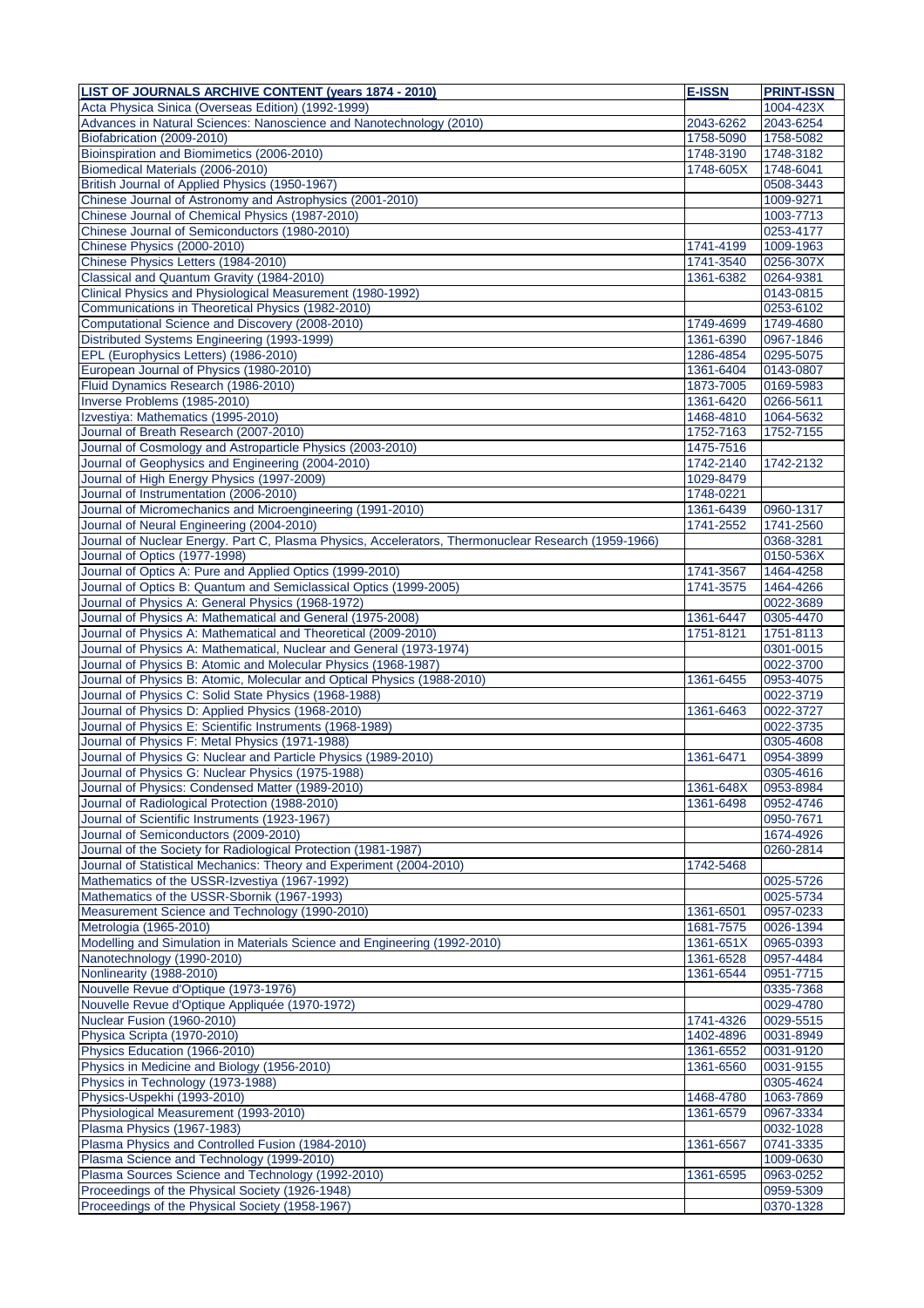| LIST OF JOURNALS ARCHIVE CONTENT (years 1874 - 2010) | E-ISSN | PRINT-ISSN |
| --- | --- | --- |
| Acta Physica Sinica (Overseas Edition) (1992-1999) | | 1004-423X |
| Advances in Natural Sciences: Nanoscience and Nanotechnology (2010) | 2043-6262 | 2043-6254 |
| Biofabrication (2009-2010) | 1758-5090 | 1758-5082 |
| Bioinspiration and Biomimetics (2006-2010) | 1748-3190 | 1748-3182 |
| Biomedical Materials (2006-2010) | 1748-605X | 1748-6041 |
| British Journal of Applied Physics (1950-1967) | | 0508-3443 |
| Chinese Journal of Astronomy and Astrophysics (2001-2010) | | 1009-9271 |
| Chinese Journal of Chemical Physics (1987-2010) | | 1003-7713 |
| Chinese Journal of Semiconductors (1980-2010) | | 0253-4177 |
| Chinese Physics (2000-2010) | 1741-4199 | 1009-1963 |
| Chinese Physics Letters (1984-2010) | 1741-3540 | 0256-307X |
| Classical and Quantum Gravity (1984-2010) | 1361-6382 | 0264-9381 |
| Clinical Physics and Physiological Measurement (1980-1992) | | 0143-0815 |
| Communications in Theoretical Physics (1982-2010) | | 0253-6102 |
| Computational Science and Discovery (2008-2010) | 1749-4699 | 1749-4680 |
| Distributed Systems Engineering (1993-1999) | 1361-6390 | 0967-1846 |
| EPL (Europhysics Letters) (1986-2010) | 1286-4854 | 0295-5075 |
| European Journal of Physics (1980-2010) | 1361-6404 | 0143-0807 |
| Fluid Dynamics Research (1986-2010) | 1873-7005 | 0169-5983 |
| Inverse Problems (1985-2010) | 1361-6420 | 0266-5611 |
| Izvestiya: Mathematics (1995-2010) | 1468-4810 | 1064-5632 |
| Journal of Breath Research (2007-2010) | 1752-7163 | 1752-7155 |
| Journal of Cosmology and Astroparticle Physics (2003-2010) | 1475-7516 | |
| Journal of Geophysics and Engineering (2004-2010) | 1742-2140 | 1742-2132 |
| Journal of High Energy Physics (1997-2009) | 1029-8479 | |
| Journal of Instrumentation (2006-2010) | 1748-0221 | |
| Journal of Micromechanics and Microengineering (1991-2010) | 1361-6439 | 0960-1317 |
| Journal of Neural Engineering (2004-2010) | 1741-2552 | 1741-2560 |
| Journal of Nuclear Energy. Part C, Plasma Physics, Accelerators, Thermonuclear Research (1959-1966) | | 0368-3281 |
| Journal of Optics (1977-1998) | | 0150-536X |
| Journal of Optics A: Pure and Applied Optics (1999-2010) | 1741-3567 | 1464-4258 |
| Journal of Optics B: Quantum and Semiclassical Optics (1999-2005) | 1741-3575 | 1464-4266 |
| Journal of Physics A: General Physics (1968-1972) | | 0022-3689 |
| Journal of Physics A: Mathematical and General (1975-2008) | 1361-6447 | 0305-4470 |
| Journal of Physics A: Mathematical and Theoretical (2009-2010) | 1751-8121 | 1751-8113 |
| Journal of Physics A: Mathematical, Nuclear and General (1973-1974) | | 0301-0015 |
| Journal of Physics B: Atomic and Molecular Physics (1968-1987) | | 0022-3700 |
| Journal of Physics B: Atomic, Molecular and Optical Physics (1988-2010) | 1361-6455 | 0953-4075 |
| Journal of Physics C: Solid State Physics (1968-1988) | | 0022-3719 |
| Journal of Physics D: Applied Physics (1968-2010) | 1361-6463 | 0022-3727 |
| Journal of Physics E: Scientific Instruments (1968-1989) | | 0022-3735 |
| Journal of Physics F: Metal Physics (1971-1988) | | 0305-4608 |
| Journal of Physics G: Nuclear and Particle Physics (1989-2010) | 1361-6471 | 0954-3899 |
| Journal of Physics G: Nuclear Physics (1975-1988) | | 0305-4616 |
| Journal of Physics: Condensed Matter (1989-2010) | 1361-648X | 0953-8984 |
| Journal of Radiological Protection (1988-2010) | 1361-6498 | 0952-4746 |
| Journal of Scientific Instruments (1923-1967) | | 0950-7671 |
| Journal of Semiconductors (2009-2010) | | 1674-4926 |
| Journal of the Society for Radiological Protection (1981-1987) | | 0260-2814 |
| Journal of Statistical Mechanics: Theory and Experiment (2004-2010) | 1742-5468 | |
| Mathematics of the USSR-Izvestiya (1967-1992) | | 0025-5726 |
| Mathematics of the USSR-Sbornik (1967-1993) | | 0025-5734 |
| Measurement Science and Technology (1990-2010) | 1361-6501 | 0957-0233 |
| Metrologia (1965-2010) | 1681-7575 | 0026-1394 |
| Modelling and Simulation in Materials Science and Engineering (1992-2010) | 1361-651X | 0965-0393 |
| Nanotechnology (1990-2010) | 1361-6528 | 0957-4484 |
| Nonlinearity (1988-2010) | 1361-6544 | 0951-7715 |
| Nouvelle Revue d'Optique (1973-1976) | | 0335-7368 |
| Nouvelle Revue d'Optique Appliquée (1970-1972) | | 0029-4780 |
| Nuclear Fusion (1960-2010) | 1741-4326 | 0029-5515 |
| Physica Scripta (1970-2010) | 1402-4896 | 0031-8949 |
| Physics Education (1966-2010) | 1361-6552 | 0031-9120 |
| Physics in Medicine and Biology (1956-2010) | 1361-6560 | 0031-9155 |
| Physics in Technology (1973-1988) | | 0305-4624 |
| Physics-Uspekhi (1993-2010) | 1468-4780 | 1063-7869 |
| Physiological Measurement (1993-2010) | 1361-6579 | 0967-3334 |
| Plasma Physics (1967-1983) | | 0032-1028 |
| Plasma Physics and Controlled Fusion (1984-2010) | 1361-6567 | 0741-3335 |
| Plasma Science and Technology (1999-2010) | | 1009-0630 |
| Plasma Sources Science and Technology (1992-2010) | 1361-6595 | 0963-0252 |
| Proceedings of the Physical Society (1926-1948) | | 0959-5309 |
| Proceedings of the Physical Society (1958-1967) | | 0370-1328 |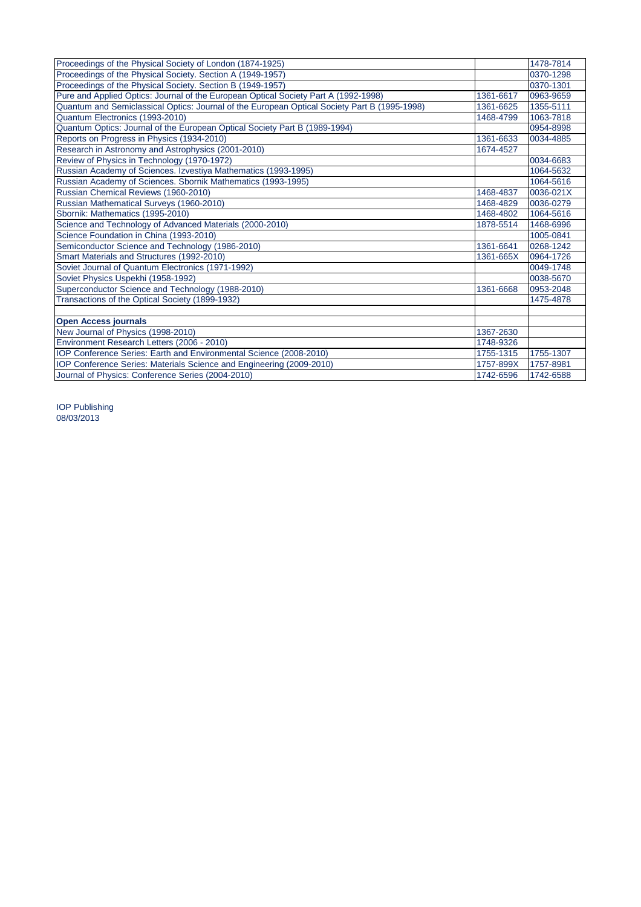| | | |
|---|---|---|
| Proceedings of the Physical Society of London (1874-1925) | | 1478-7814 |
| Proceedings of the Physical Society. Section A (1949-1957) | | 0370-1298 |
| Proceedings of the Physical Society. Section B (1949-1957) | | 0370-1301 |
| Pure and Applied Optics: Journal of the European Optical Society Part A (1992-1998) | 1361-6617 | 0963-9659 |
| Quantum and Semiclassical Optics: Journal of the European Optical Society Part B (1995-1998) | 1361-6625 | 1355-5111 |
| Quantum Electronics (1993-2010) | 1468-4799 | 1063-7818 |
| Quantum Optics: Journal of the European Optical Society Part B (1989-1994) | | 0954-8998 |
| Reports on Progress in Physics (1934-2010) | 1361-6633 | 0034-4885 |
| Research in Astronomy and Astrophysics (2001-2010) | 1674-4527 | |
| Review of Physics in Technology (1970-1972) | | 0034-6683 |
| Russian Academy of Sciences. Izvestiya Mathematics (1993-1995) | | 1064-5632 |
| Russian Academy of Sciences. Sbornik Mathematics (1993-1995) | | 1064-5616 |
| Russian Chemical Reviews (1960-2010) | 1468-4837 | 0036-021X |
| Russian Mathematical Surveys (1960-2010) | 1468-4829 | 0036-0279 |
| Sbornik: Mathematics (1995-2010) | 1468-4802 | 1064-5616 |
| Science and Technology of Advanced Materials (2000-2010) | 1878-5514 | 1468-6996 |
| Science Foundation in China (1993-2010) | | 1005-0841 |
| Semiconductor Science and Technology (1986-2010) | 1361-6641 | 0268-1242 |
| Smart Materials and Structures (1992-2010) | 1361-665X | 0964-1726 |
| Soviet Journal of Quantum Electronics (1971-1992) | | 0049-1748 |
| Soviet Physics Uspekhi (1958-1992) | | 0038-5670 |
| Superconductor Science and Technology (1988-2010) | 1361-6668 | 0953-2048 |
| Transactions of the Optical Society (1899-1932) | | 1475-4878 |
| | | |
| **Open Access journals** | | |
| New Journal of Physics (1998-2010) | 1367-2630 | |
| Environment Research Letters (2006 - 2010) | 1748-9326 | |
| IOP Conference Series: Earth and Environmental Science (2008-2010) | 1755-1315 | 1755-1307 |
| IOP Conference Series: Materials Science and Engineering (2009-2010) | 1757-899X | 1757-8981 |
| Journal of Physics: Conference Series (2004-2010) | 1742-6596 | 1742-6588 |

IOP Publishing
08/03/2013